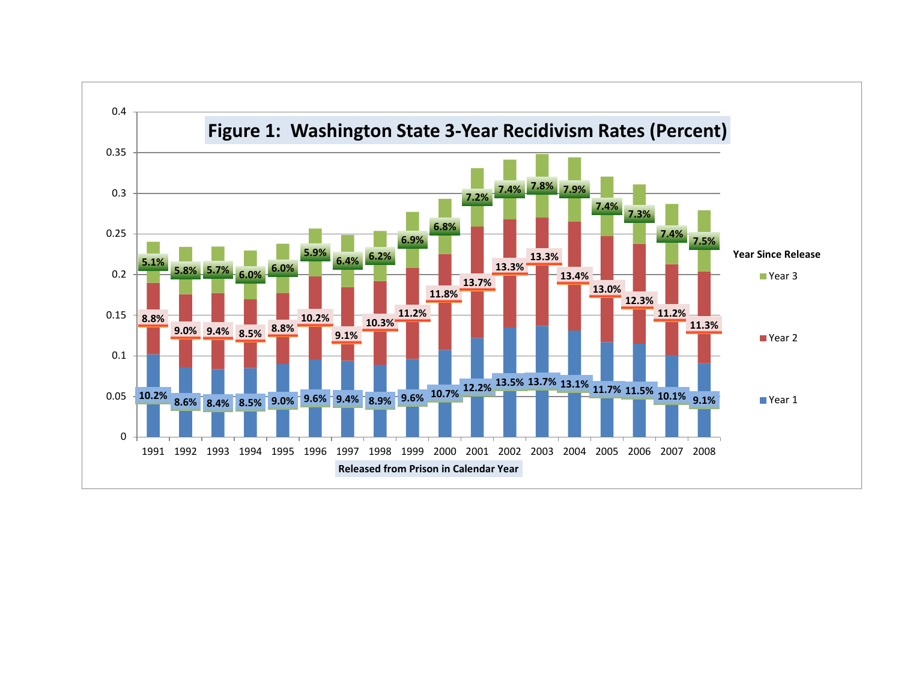# Figure 1: Washington State 3-Year Recidivism Rates (Percent)

Year Since Release by year released from prison:

| Released from Prison in Calendar Year | Year 1 | Year 2 | Year 3 |
|---|---|---|---|
| 1991 | 10.2% | 8.8% | 5.1% |
| 1992 | 8.6% | 9.0% | 5.8% |
| 1993 | 8.4% | 9.4% | 5.7% |
| 1994 | 8.5% | 8.5% | 6.0% |
| 1995 | 9.0% | 8.8% | 6.0% |
| 1996 | 9.6% | 10.2% | 5.9% |
| 1997 | 9.4% | 9.1% | 6.4% |
| 1998 | 8.9% | 10.3% | 6.2% |
| 1999 | 9.6% | 11.2% | 6.9% |
| 2000 | 10.7% | 11.8% | 6.8% |
| 2001 | 12.2% | 13.7% | 7.2% |
| 2002 | 13.5% | 13.3% | 7.4% |
| 2003 | 13.7% | 13.3% | 7.8% |
| 2004 | 13.1% | 13.4% | 7.9% |
| 2005 | 11.7% | 13.0% | 7.4% |
| 2006 | 11.5% | 12.3% | 7.3% |
| 2007 | 10.1% | 11.2% | 7.4% |
| 2008 | 9.1% | 11.3% | 7.5% |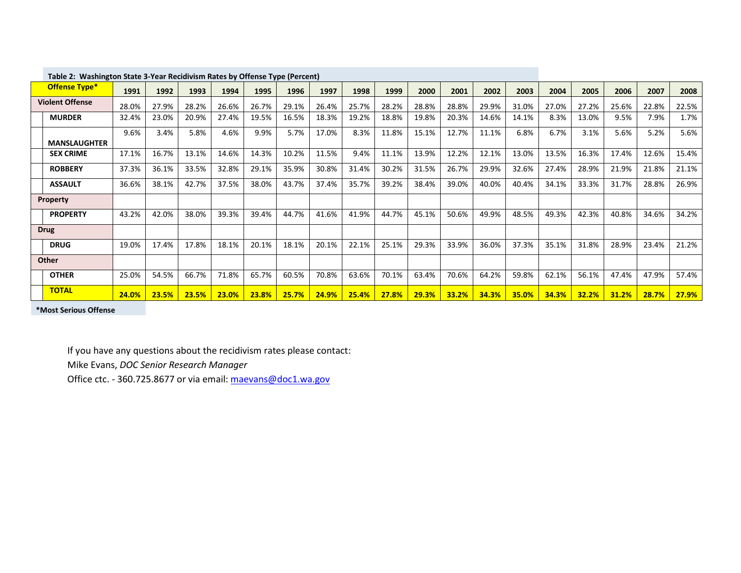Table 2: Washington State 3-Year Recidivism Rates by Offense Type (Percent)

| Offense Type* | 1991 | 1992 | 1993 | 1994 | 1995 | 1996 | 1997 | 1998 | 1999 | 2000 | 2001 | 2002 | 2003 | 2004 | 2005 | 2006 | 2007 | 2008 |
|---|---|---|---|---|---|---|---|---|---|---|---|---|---|---|---|---|---|---|
| **Violent Offense** | 28.0% | 27.9% | 28.2% | 26.6% | 26.7% | 29.1% | 26.4% | 25.7% | 28.2% | 28.8% | 28.8% | 29.9% | 31.0% | 27.0% | 27.2% | 25.6% | 22.8% | 22.5% |
| **MURDER** | 32.4% | 23.0% | 20.9% | 27.4% | 19.5% | 16.5% | 18.3% | 19.2% | 18.8% | 19.8% | 20.3% | 14.6% | 14.1% | 8.3% | 13.0% | 9.5% | 7.9% | 1.7% |
| **MANSLAUGHTER** | 9.6% | 3.4% | 5.8% | 4.6% | 9.9% | 5.7% | 17.0% | 8.3% | 11.8% | 15.1% | 12.7% | 11.1% | 6.8% | 6.7% | 3.1% | 5.6% | 5.2% | 5.6% |
| **SEX CRIME** | 17.1% | 16.7% | 13.1% | 14.6% | 14.3% | 10.2% | 11.5% | 9.4% | 11.1% | 13.9% | 12.2% | 12.1% | 13.0% | 13.5% | 16.3% | 17.4% | 12.6% | 15.4% |
| **ROBBERY** | 37.3% | 36.1% | 33.5% | 32.8% | 29.1% | 35.9% | 30.8% | 31.4% | 30.2% | 31.5% | 26.7% | 29.9% | 32.6% | 27.4% | 28.9% | 21.9% | 21.8% | 21.1% |
| **ASSAULT** | 36.6% | 38.1% | 42.7% | 37.5% | 38.0% | 43.7% | 37.4% | 35.7% | 39.2% | 38.4% | 39.0% | 40.0% | 40.4% | 34.1% | 33.3% | 31.7% | 28.8% | 26.9% |
| **Property** | | | | | | | | | | | | | | | | | | |
| **PROPERTY** | 43.2% | 42.0% | 38.0% | 39.3% | 39.4% | 44.7% | 41.6% | 41.9% | 44.7% | 45.1% | 50.6% | 49.9% | 48.5% | 49.3% | 42.3% | 40.8% | 34.6% | 34.2% |
| **Drug** | | | | | | | | | | | | | | | | | | |
| **DRUG** | 19.0% | 17.4% | 17.8% | 18.1% | 20.1% | 18.1% | 20.1% | 22.1% | 25.1% | 29.3% | 33.9% | 36.0% | 37.3% | 35.1% | 31.8% | 28.9% | 23.4% | 21.2% |
| **Other** | | | | | | | | | | | | | | | | | | |
| **OTHER** | 25.0% | 54.5% | 66.7% | 71.8% | 65.7% | 60.5% | 70.8% | 63.6% | 70.1% | 63.4% | 70.6% | 64.2% | 59.8% | 62.1% | 56.1% | 47.4% | 47.9% | 57.4% |
| **TOTAL** | **24.0%** | **23.5%** | **23.5%** | **23.0%** | **23.8%** | **25.7%** | **24.9%** | **25.4%** | **27.8%** | **29.3%** | **33.2%** | **34.3%** | **35.0%** | **34.3%** | **32.2%** | **31.2%** | **28.7%** | **27.9%** |

**\*Most Serious Offense**

If you have any questions about the recidivism rates please contact:
Mike Evans, *DOC Senior Research Manager*
Office ctc. - 360.725.8677 or via email: [maevans@doc1.wa.gov](mailto:maevans@doc1.wa.gov)